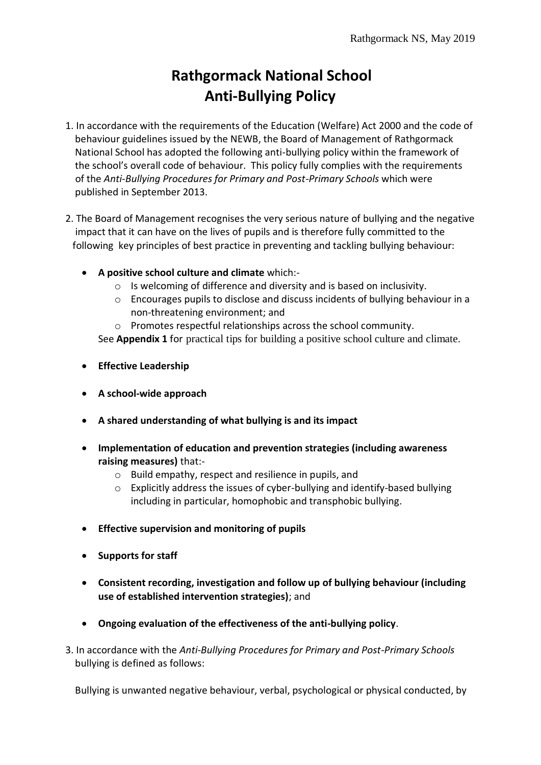# Rathgormack National School
# Anti-Bullying Policy

1. In accordance with the requirements of the Education (Welfare) Act 2000 and the code of behaviour guidelines issued by the NEWB, the Board of Management of Rathgormack National School has adopted the following anti-bullying policy within the framework of the school's overall code of behaviour. This policy fully complies with the requirements of the *Anti-Bullying Procedures for Primary and Post-Primary Schools* which were published in September 2013.

2. The Board of Management recognises the very serious nature of bullying and the negative impact that it can have on the lives of pupils and is therefore fully committed to the following key principles of best practice in preventing and tackling bullying behaviour:

   - **A positive school culture and climate** which:-
     - Is welcoming of difference and diversity and is based on inclusivity.
     - Encourages pupils to disclose and discuss incidents of bullying behaviour in a non-threatening environment; and
     - Promotes respectful relationships across the school community.

     See **Appendix 1** for practical tips for building a positive school culture and climate.

   - **Effective Leadership**

   - **A school-wide approach**

   - **A shared understanding of what bullying is and its impact**

   - **Implementation of education and prevention strategies (including awareness raising measures)** that:-
     - Build empathy, respect and resilience in pupils, and
     - Explicitly address the issues of cyber-bullying and identify-based bullying including in particular, homophobic and transphobic bullying.

   - **Effective supervision and monitoring of pupils**

   - **Supports for staff**

   - **Consistent recording, investigation and follow up of bullying behaviour (including use of established intervention strategies)**; and

   - **Ongoing evaluation of the effectiveness of the anti-bullying policy**.

3. In accordance with the *Anti-Bullying Procedures for Primary and Post-Primary Schools* bullying is defined as follows:

   Bullying is unwanted negative behaviour, verbal, psychological or physical conducted, by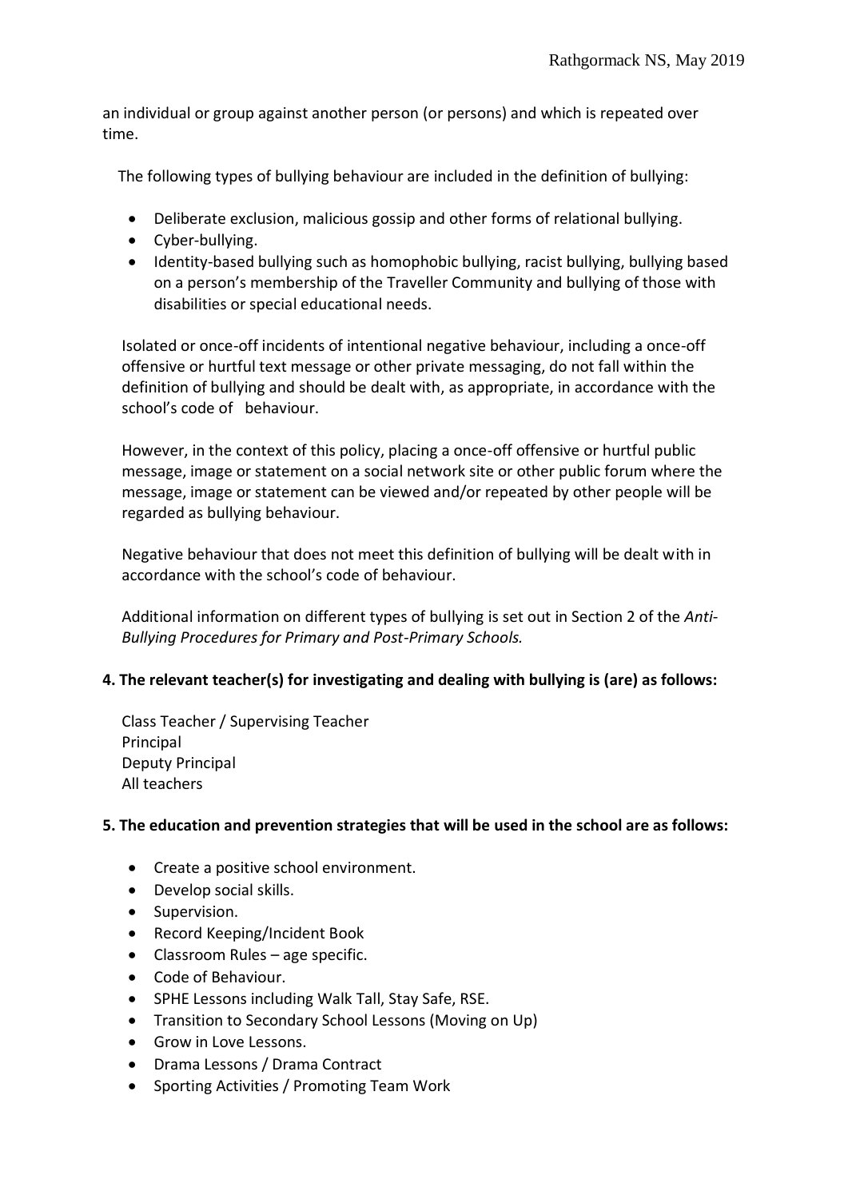an individual or group against another person (or persons) and which is repeated over time.

The following types of bullying behaviour are included in the definition of bullying:

- Deliberate exclusion, malicious gossip and other forms of relational bullying.
- Cyber-bullying.
- Identity-based bullying such as homophobic bullying, racist bullying, bullying based on a person's membership of the Traveller Community and bullying of those with disabilities or special educational needs.

Isolated or once-off incidents of intentional negative behaviour, including a once-off offensive or hurtful text message or other private messaging, do not fall within the definition of bullying and should be dealt with, as appropriate, in accordance with the school's code of behaviour.

However, in the context of this policy, placing a once-off offensive or hurtful public message, image or statement on a social network site or other public forum where the message, image or statement can be viewed and/or repeated by other people will be regarded as bullying behaviour.

Negative behaviour that does not meet this definition of bullying will be dealt with in accordance with the school's code of behaviour.

Additional information on different types of bullying is set out in Section 2 of the *Anti-Bullying Procedures for Primary and Post-Primary Schools.*

**4. The relevant teacher(s) for investigating and dealing with bullying is (are) as follows:**

Class Teacher / Supervising Teacher
Principal
Deputy Principal
All teachers

**5. The education and prevention strategies that will be used in the school are as follows:**

- Create a positive school environment.
- Develop social skills.
- Supervision.
- Record Keeping/Incident Book
- Classroom Rules – age specific.
- Code of Behaviour.
- SPHE Lessons including Walk Tall, Stay Safe, RSE.
- Transition to Secondary School Lessons (Moving on Up)
- Grow in Love Lessons.
- Drama Lessons / Drama Contract
- Sporting Activities / Promoting Team Work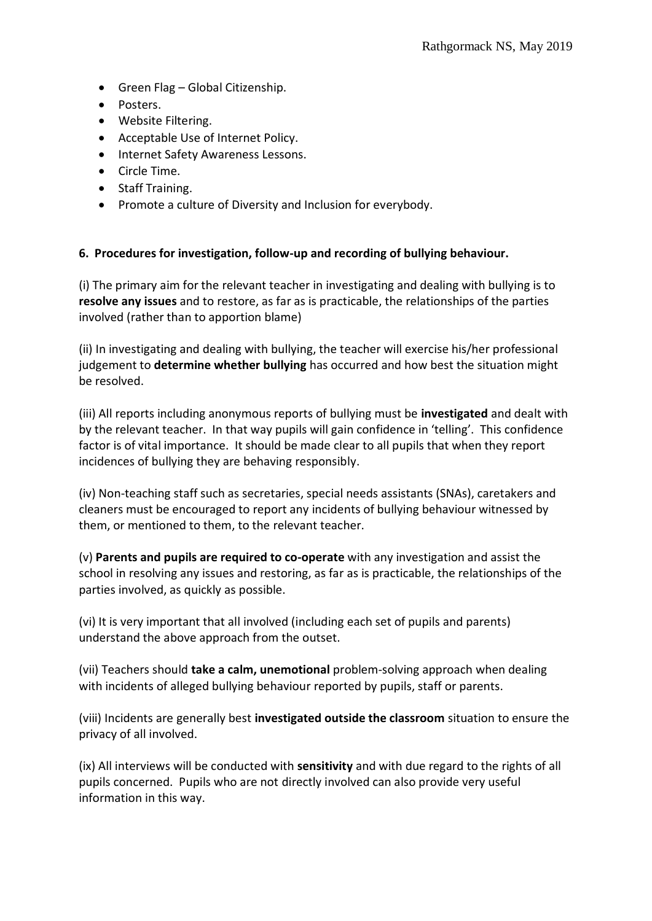- Green Flag – Global Citizenship.
- Posters.
- Website Filtering.
- Acceptable Use of Internet Policy.
- Internet Safety Awareness Lessons.
- Circle Time.
- Staff Training.
- Promote a culture of Diversity and Inclusion for everybody.

**6. Procedures for investigation, follow-up and recording of bullying behaviour.**

(i) The primary aim for the relevant teacher in investigating and dealing with bullying is to **resolve any issues** and to restore, as far as is practicable, the relationships of the parties involved (rather than to apportion blame)

(ii) In investigating and dealing with bullying, the teacher will exercise his/her professional judgement to **determine whether bullying** has occurred and how best the situation might be resolved.

(iii) All reports including anonymous reports of bullying must be **investigated** and dealt with by the relevant teacher. In that way pupils will gain confidence in 'telling'. This confidence factor is of vital importance. It should be made clear to all pupils that when they report incidences of bullying they are behaving responsibly.

(iv) Non-teaching staff such as secretaries, special needs assistants (SNAs), caretakers and cleaners must be encouraged to report any incidents of bullying behaviour witnessed by them, or mentioned to them, to the relevant teacher.

(v) **Parents and pupils are required to co-operate** with any investigation and assist the school in resolving any issues and restoring, as far as is practicable, the relationships of the parties involved, as quickly as possible.

(vi) It is very important that all involved (including each set of pupils and parents) understand the above approach from the outset.

(vii) Teachers should **take a calm, unemotional** problem-solving approach when dealing with incidents of alleged bullying behaviour reported by pupils, staff or parents.

(viii) Incidents are generally best **investigated outside the classroom** situation to ensure the privacy of all involved.

(ix) All interviews will be conducted with **sensitivity** and with due regard to the rights of all pupils concerned. Pupils who are not directly involved can also provide very useful information in this way.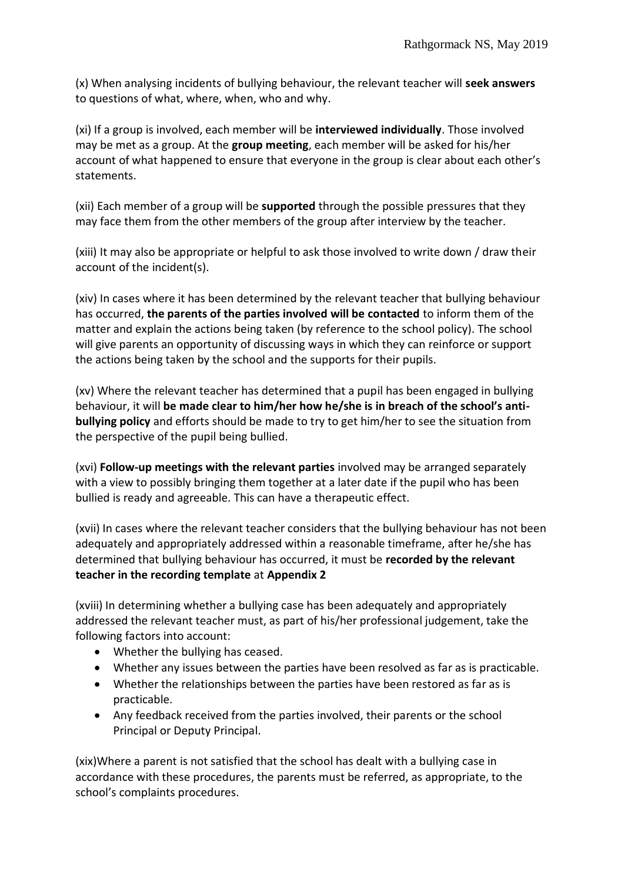(x) When analysing incidents of bullying behaviour, the relevant teacher will **seek answers** to questions of what, where, when, who and why.

(xi) If a group is involved, each member will be **interviewed individually**. Those involved may be met as a group. At the **group meeting**, each member will be asked for his/her account of what happened to ensure that everyone in the group is clear about each other's statements.

(xii) Each member of a group will be **supported** through the possible pressures that they may face them from the other members of the group after interview by the teacher.

(xiii) It may also be appropriate or helpful to ask those involved to write down / draw their account of the incident(s).

(xiv) In cases where it has been determined by the relevant teacher that bullying behaviour has occurred, **the parents of the parties involved will be contacted** to inform them of the matter and explain the actions being taken (by reference to the school policy). The school will give parents an opportunity of discussing ways in which they can reinforce or support the actions being taken by the school and the supports for their pupils.

(xv) Where the relevant teacher has determined that a pupil has been engaged in bullying behaviour, it will **be made clear to him/her how he/she is in breach of the school's anti-bullying policy** and efforts should be made to try to get him/her to see the situation from the perspective of the pupil being bullied.

(xvi) **Follow-up meetings with the relevant parties** involved may be arranged separately with a view to possibly bringing them together at a later date if the pupil who has been bullied is ready and agreeable. This can have a therapeutic effect.

(xvii) In cases where the relevant teacher considers that the bullying behaviour has not been adequately and appropriately addressed within a reasonable timeframe, after he/she has determined that bullying behaviour has occurred, it must be **recorded by the relevant teacher in the recording template** at **Appendix 2**

(xviii) In determining whether a bullying case has been adequately and appropriately addressed the relevant teacher must, as part of his/her professional judgement, take the following factors into account:

- Whether the bullying has ceased.
- Whether any issues between the parties have been resolved as far as is practicable.
- Whether the relationships between the parties have been restored as far as is practicable.
- Any feedback received from the parties involved, their parents or the school Principal or Deputy Principal.

(xix)Where a parent is not satisfied that the school has dealt with a bullying case in accordance with these procedures, the parents must be referred, as appropriate, to the school's complaints procedures.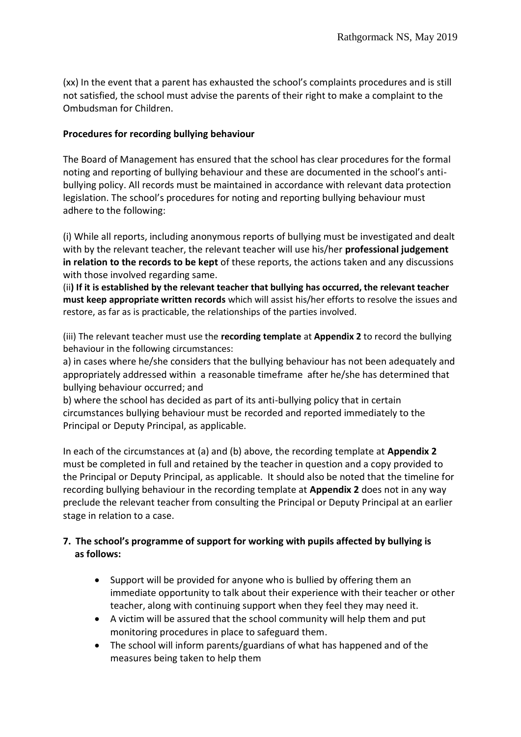(xx) In the event that a parent has exhausted the school's complaints procedures and is still not satisfied, the school must advise the parents of their right to make a complaint to the Ombudsman for Children.

**Procedures for recording bullying behaviour**

The Board of Management has ensured that the school has clear procedures for the formal noting and reporting of bullying behaviour and these are documented in the school's anti-bullying policy. All records must be maintained in accordance with relevant data protection legislation. The school's procedures for noting and reporting bullying behaviour must adhere to the following:

(i) While all reports, including anonymous reports of bullying must be investigated and dealt with by the relevant teacher, the relevant teacher will use his/her **professional judgement in relation to the records to be kept** of these reports, the actions taken and any discussions with those involved regarding same.

(ii**) If it is established by the relevant teacher that bullying has occurred, the relevant teacher must keep appropriate written records** which will assist his/her efforts to resolve the issues and restore, as far as is practicable, the relationships of the parties involved.

(iii) The relevant teacher must use the **recording template** at **Appendix 2** to record the bullying behaviour in the following circumstances:

a) in cases where he/she considers that the bullying behaviour has not been adequately and appropriately addressed within a reasonable timeframe after he/she has determined that bullying behaviour occurred; and

b) where the school has decided as part of its anti-bullying policy that in certain circumstances bullying behaviour must be recorded and reported immediately to the Principal or Deputy Principal, as applicable.

In each of the circumstances at (a) and (b) above, the recording template at **Appendix 2** must be completed in full and retained by the teacher in question and a copy provided to the Principal or Deputy Principal, as applicable. It should also be noted that the timeline for recording bullying behaviour in the recording template at **Appendix 2** does not in any way preclude the relevant teacher from consulting the Principal or Deputy Principal at an earlier stage in relation to a case.

**7. The school's programme of support for working with pupils affected by bullying is as follows:**

- Support will be provided for anyone who is bullied by offering them an immediate opportunity to talk about their experience with their teacher or other teacher, along with continuing support when they feel they may need it.
- A victim will be assured that the school community will help them and put monitoring procedures in place to safeguard them.
- The school will inform parents/guardians of what has happened and of the measures being taken to help them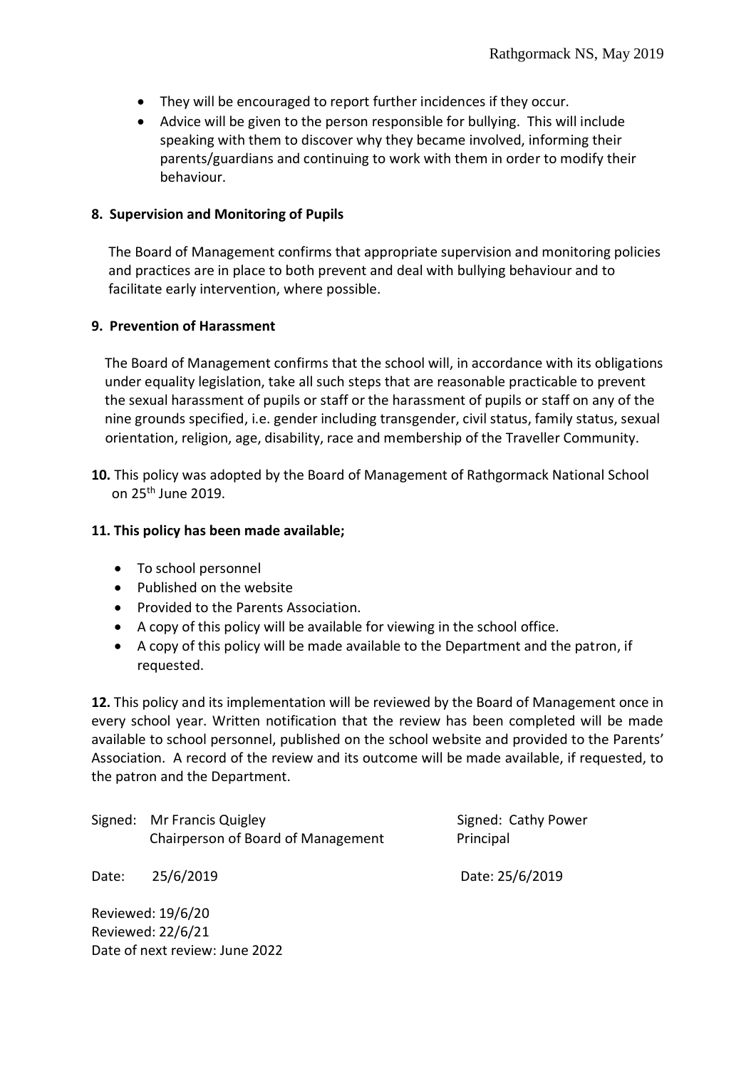- They will be encouraged to report further incidences if they occur.
- Advice will be given to the person responsible for bullying. This will include speaking with them to discover why they became involved, informing their parents/guardians and continuing to work with them in order to modify their behaviour.

**8. Supervision and Monitoring of Pupils**

The Board of Management confirms that appropriate supervision and monitoring policies and practices are in place to both prevent and deal with bullying behaviour and to facilitate early intervention, where possible.

**9. Prevention of Harassment**

The Board of Management confirms that the school will, in accordance with its obligations under equality legislation, take all such steps that are reasonable practicable to prevent the sexual harassment of pupils or staff or the harassment of pupils or staff on any of the nine grounds specified, i.e. gender including transgender, civil status, family status, sexual orientation, religion, age, disability, race and membership of the Traveller Community.

**10.** This policy was adopted by the Board of Management of Rathgormack National School on 25th June 2019.

**11. This policy has been made available;**

- To school personnel
- Published on the website
- Provided to the Parents Association.
- A copy of this policy will be available for viewing in the school office.
- A copy of this policy will be made available to the Department and the patron, if requested.

**12.** This policy and its implementation will be reviewed by the Board of Management once in every school year. Written notification that the review has been completed will be made available to school personnel, published on the school website and provided to the Parents' Association. A record of the review and its outcome will be made available, if requested, to the patron and the Department.

Signed: Mr Francis Quigley
Chairperson of Board of Management

Date: 25/6/2019

Signed: Cathy Power
Principal

Date: 25/6/2019

Reviewed: 19/6/20
Reviewed: 22/6/21
Date of next review: June 2022